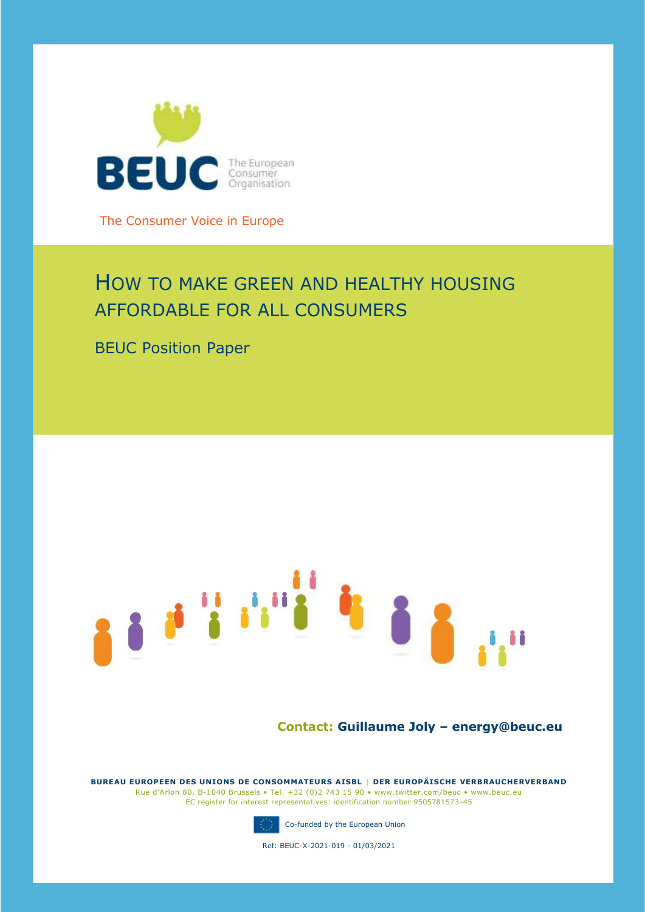BEUC The European Consumer Organisation

The Consumer Voice in Europe

# HOW TO MAKE GREEN AND HEALTHY HOUSING AFFORDABLE FOR ALL CONSUMERS

BEUC Position Paper

**Contact: Guillaume Joly – energy@beuc.eu**

**BUREAU EUROPEEN DES UNIONS DE CONSOMMATEURS AISBL | DER EUROPÄISCHE VERBRAUCHERVERBAND**
Rue d'Arlon 80, B-1040 Brussels • Tel. +32 (0)2 743 15 90 • www.twitter.com/beuc • www.beuc.eu
EC register for interest representatives: identification number 9505781573-45

Co-funded by the European Union

Ref: BEUC-X-2021-019 - 01/03/2021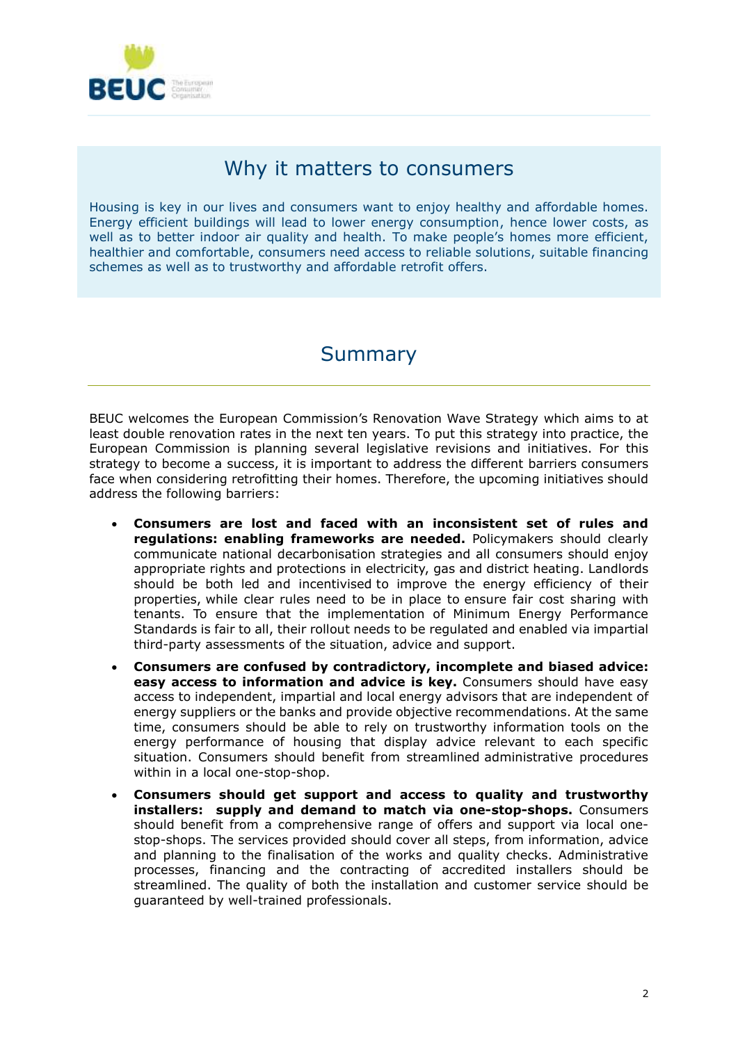## Why it matters to consumers

Housing is key in our lives and consumers want to enjoy healthy and affordable homes. Energy efficient buildings will lead to lower energy consumption, hence lower costs, as well as to better indoor air quality and health. To make people's homes more efficient, healthier and comfortable, consumers need access to reliable solutions, suitable financing schemes as well as to trustworthy and affordable retrofit offers.

## Summary

BEUC welcomes the European Commission's Renovation Wave Strategy which aims to at least double renovation rates in the next ten years. To put this strategy into practice, the European Commission is planning several legislative revisions and initiatives. For this strategy to become a success, it is important to address the different barriers consumers face when considering retrofitting their homes. Therefore, the upcoming initiatives should address the following barriers:

- **Consumers are lost and faced with an inconsistent set of rules and regulations: enabling frameworks are needed.** Policymakers should clearly communicate national decarbonisation strategies and all consumers should enjoy appropriate rights and protections in electricity, gas and district heating. Landlords should be both led and incentivised to improve the energy efficiency of their properties, while clear rules need to be in place to ensure fair cost sharing with tenants. To ensure that the implementation of Minimum Energy Performance Standards is fair to all, their rollout needs to be regulated and enabled via impartial third-party assessments of the situation, advice and support.
- **Consumers are confused by contradictory, incomplete and biased advice: easy access to information and advice is key.** Consumers should have easy access to independent, impartial and local energy advisors that are independent of energy suppliers or the banks and provide objective recommendations. At the same time, consumers should be able to rely on trustworthy information tools on the energy performance of housing that display advice relevant to each specific situation. Consumers should benefit from streamlined administrative procedures within in a local one-stop-shop.
- **Consumers should get support and access to quality and trustworthy installers: supply and demand to match via one-stop-shops.** Consumers should benefit from a comprehensive range of offers and support via local one-stop-shops. The services provided should cover all steps, from information, advice and planning to the finalisation of the works and quality checks. Administrative processes, financing and the contracting of accredited installers should be streamlined. The quality of both the installation and customer service should be guaranteed by well-trained professionals.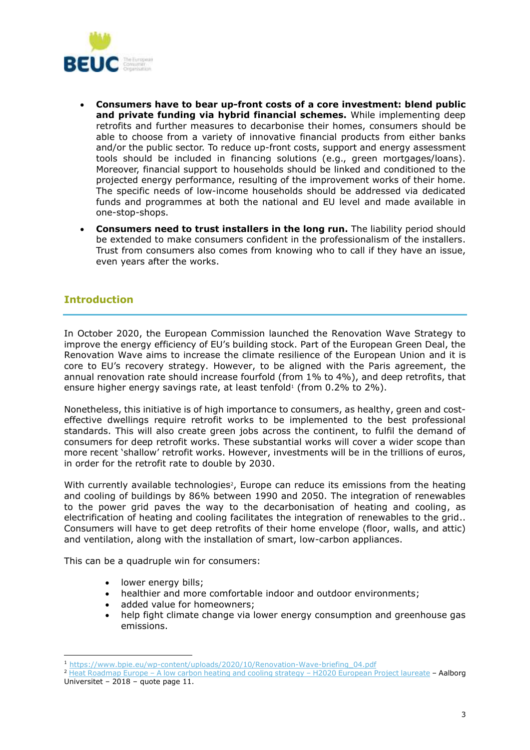- **Consumers have to bear up-front costs of a core investment: blend public and private funding via hybrid financial schemes.** While implementing deep retrofits and further measures to decarbonise their homes, consumers should be able to choose from a variety of innovative financial products from either banks and/or the public sector. To reduce up-front costs, support and energy assessment tools should be included in financing solutions (e.g., green mortgages/loans). Moreover, financial support to households should be linked and conditioned to the projected energy performance, resulting of the improvement works of their home. The specific needs of low-income households should be addressed via dedicated funds and programmes at both the national and EU level and made available in one-stop-shops.
- **Consumers need to trust installers in the long run.** The liability period should be extended to make consumers confident in the professionalism of the installers. Trust from consumers also comes from knowing who to call if they have an issue, even years after the works.

## Introduction

In October 2020, the European Commission launched the Renovation Wave Strategy to improve the energy efficiency of EU's building stock. Part of the European Green Deal, the Renovation Wave aims to increase the climate resilience of the European Union and it is core to EU's recovery strategy. However, to be aligned with the Paris agreement, the annual renovation rate should increase fourfold (from 1% to 4%), and deep retrofits, that ensure higher energy savings rate, at least tenfold[1] (from 0.2% to 2%).

Nonetheless, this initiative is of high importance to consumers, as healthy, green and cost-effective dwellings require retrofit works to be implemented to the best professional standards. This will also create green jobs across the continent, to fulfil the demand of consumers for deep retrofit works. These substantial works will cover a wider scope than more recent 'shallow' retrofit works. However, investments will be in the trillions of euros, in order for the retrofit rate to double by 2030.

With currently available technologies[2], Europe can reduce its emissions from the heating and cooling of buildings by 86% between 1990 and 2050. The integration of renewables to the power grid paves the way to the decarbonisation of heating and cooling, as electrification of heating and cooling facilitates the integration of renewables to the grid.. Consumers will have to get deep retrofits of their home envelope (floor, walls, and attic) and ventilation, along with the installation of smart, low-carbon appliances.

This can be a quadruple win for consumers:

- lower energy bills;
- healthier and more comfortable indoor and outdoor environments;
- added value for homeowners;
- help fight climate change via lower energy consumption and greenhouse gas emissions.

---

[1] https://www.bpie.eu/wp-content/uploads/2020/10/Renovation-Wave-briefing_04.pdf

[2] Heat Roadmap Europe – A low carbon heating and cooling strategy – H2020 European Project laureate – Aalborg Universitet – 2018 – quote page 11.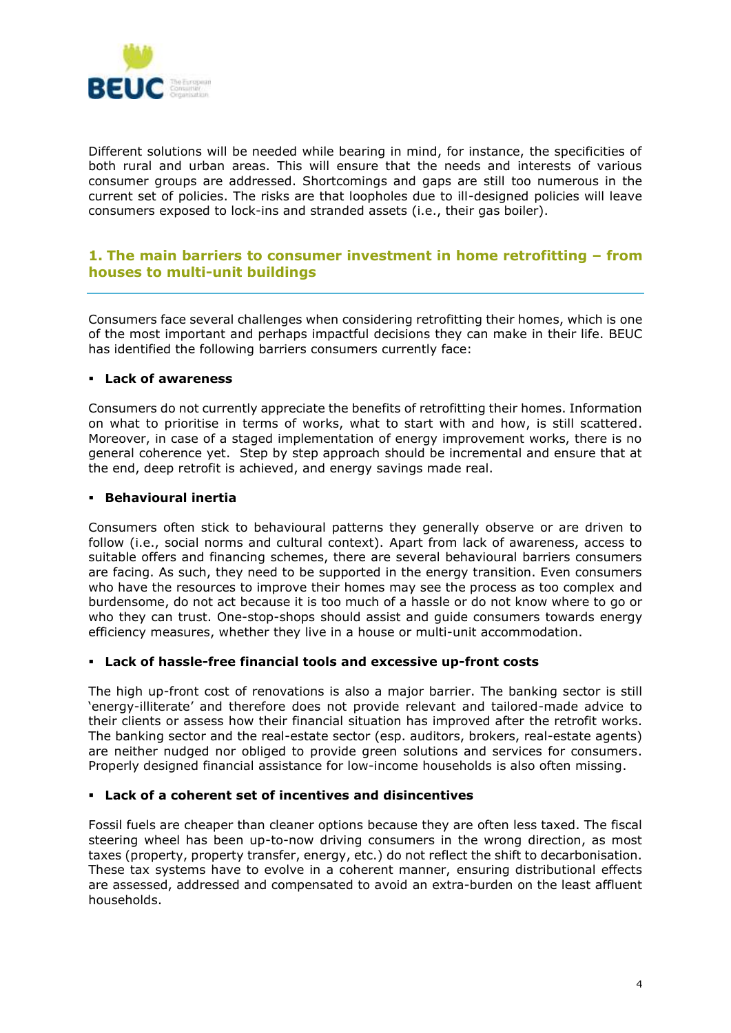Different solutions will be needed while bearing in mind, for instance, the specificities of both rural and urban areas. This will ensure that the needs and interests of various consumer groups are addressed. Shortcomings and gaps are still too numerous in the current set of policies. The risks are that loopholes due to ill-designed policies will leave consumers exposed to lock-ins and stranded assets (i.e., their gas boiler).

## 1. The main barriers to consumer investment in home retrofitting – from houses to multi-unit buildings

Consumers face several challenges when considering retrofitting their homes, which is one of the most important and perhaps impactful decisions they can make in their life. BEUC has identified the following barriers consumers currently face:

- **Lack of awareness**

Consumers do not currently appreciate the benefits of retrofitting their homes. Information on what to prioritise in terms of works, what to start with and how, is still scattered. Moreover, in case of a staged implementation of energy improvement works, there is no general coherence yet. Step by step approach should be incremental and ensure that at the end, deep retrofit is achieved, and energy savings made real.

- **Behavioural inertia**

Consumers often stick to behavioural patterns they generally observe or are driven to follow (i.e., social norms and cultural context). Apart from lack of awareness, access to suitable offers and financing schemes, there are several behavioural barriers consumers are facing. As such, they need to be supported in the energy transition. Even consumers who have the resources to improve their homes may see the process as too complex and burdensome, do not act because it is too much of a hassle or do not know where to go or who they can trust. One-stop-shops should assist and guide consumers towards energy efficiency measures, whether they live in a house or multi-unit accommodation.

- **Lack of hassle-free financial tools and excessive up-front costs**

The high up-front cost of renovations is also a major barrier. The banking sector is still 'energy-illiterate' and therefore does not provide relevant and tailored-made advice to their clients or assess how their financial situation has improved after the retrofit works. The banking sector and the real-estate sector (esp. auditors, brokers, real-estate agents) are neither nudged nor obliged to provide green solutions and services for consumers. Properly designed financial assistance for low-income households is also often missing.

- **Lack of a coherent set of incentives and disincentives**

Fossil fuels are cheaper than cleaner options because they are often less taxed. The fiscal steering wheel has been up-to-now driving consumers in the wrong direction, as most taxes (property, property transfer, energy, etc.) do not reflect the shift to decarbonisation. These tax systems have to evolve in a coherent manner, ensuring distributional effects are assessed, addressed and compensated to avoid an extra-burden on the least affluent households.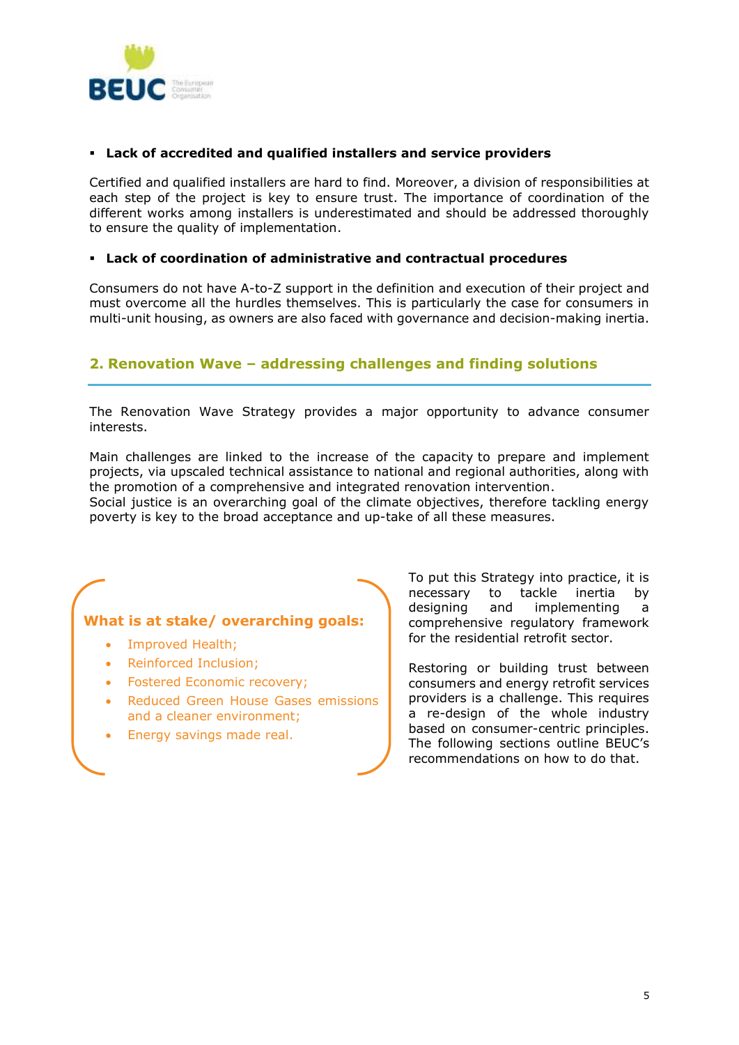- **Lack of accredited and qualified installers and service providers**

Certified and qualified installers are hard to find. Moreover, a division of responsibilities at each step of the project is key to ensure trust. The importance of coordination of the different works among installers is underestimated and should be addressed thoroughly to ensure the quality of implementation.

- **Lack of coordination of administrative and contractual procedures**

Consumers do not have A-to-Z support in the definition and execution of their project and must overcome all the hurdles themselves. This is particularly the case for consumers in multi-unit housing, as owners are also faced with governance and decision-making inertia.

## 2. Renovation Wave – addressing challenges and finding solutions

The Renovation Wave Strategy provides a major opportunity to advance consumer interests.

Main challenges are linked to the increase of the capacity to prepare and implement projects, via upscaled technical assistance to national and regional authorities, along with the promotion of a comprehensive and integrated renovation intervention.
Social justice is an overarching goal of the climate objectives, therefore tackling energy poverty is key to the broad acceptance and up-take of all these measures.

**What is at stake/ overarching goals:**

- Improved Health;
- Reinforced Inclusion;
- Fostered Economic recovery;
- Reduced Green House Gases emissions and a cleaner environment;
- Energy savings made real.

To put this Strategy into practice, it is necessary to tackle inertia by designing and implementing a comprehensive regulatory framework for the residential retrofit sector.

Restoring or building trust between consumers and energy retrofit services providers is a challenge. This requires a re-design of the whole industry based on consumer-centric principles. The following sections outline BEUC's recommendations on how to do that.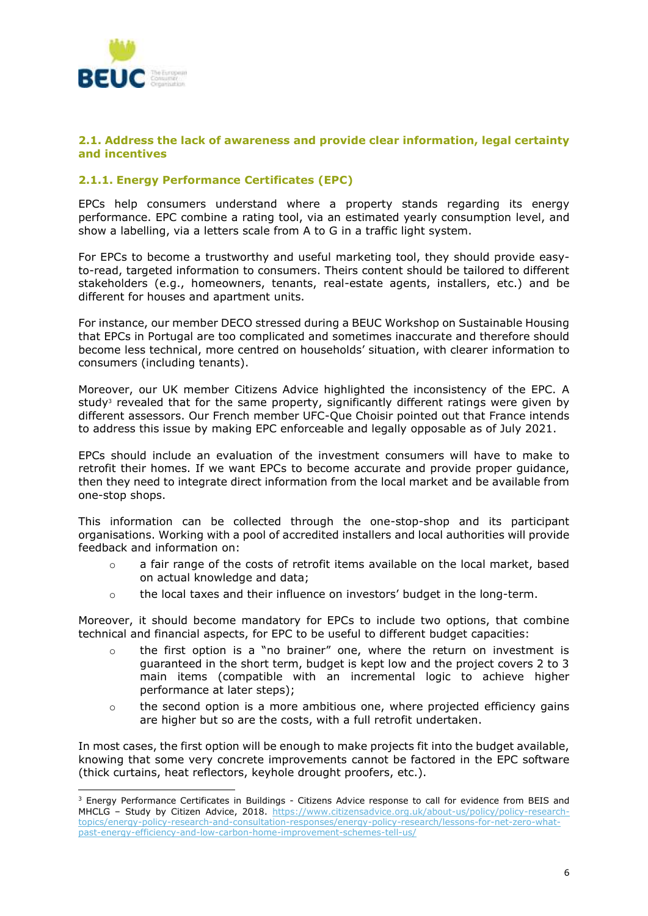### 2.1. Address the lack of awareness and provide clear information, legal certainty and incentives

#### 2.1.1. Energy Performance Certificates (EPC)

EPCs help consumers understand where a property stands regarding its energy performance. EPC combine a rating tool, via an estimated yearly consumption level, and show a labelling, via a letters scale from A to G in a traffic light system.

For EPCs to become a trustworthy and useful marketing tool, they should provide easy-to-read, targeted information to consumers. Theirs content should be tailored to different stakeholders (e.g., homeowners, tenants, real-estate agents, installers, etc.) and be different for houses and apartment units.

For instance, our member DECO stressed during a BEUC Workshop on Sustainable Housing that EPCs in Portugal are too complicated and sometimes inaccurate and therefore should become less technical, more centred on households' situation, with clearer information to consumers (including tenants).

Moreover, our UK member Citizens Advice highlighted the inconsistency of the EPC. A study[3] revealed that for the same property, significantly different ratings were given by different assessors. Our French member UFC-Que Choisir pointed out that France intends to address this issue by making EPC enforceable and legally opposable as of July 2021.

EPCs should include an evaluation of the investment consumers will have to make to retrofit their homes. If we want EPCs to become accurate and provide proper guidance, then they need to integrate direct information from the local market and be available from one-stop shops.

This information can be collected through the one-stop-shop and its participant organisations. Working with a pool of accredited installers and local authorities will provide feedback and information on:

- a fair range of the costs of retrofit items available on the local market, based on actual knowledge and data;
- the local taxes and their influence on investors' budget in the long-term.

Moreover, it should become mandatory for EPCs to include two options, that combine technical and financial aspects, for EPC to be useful to different budget capacities:

- the first option is a "no brainer" one, where the return on investment is guaranteed in the short term, budget is kept low and the project covers 2 to 3 main items (compatible with an incremental logic to achieve higher performance at later steps);
- the second option is a more ambitious one, where projected efficiency gains are higher but so are the costs, with a full retrofit undertaken.

In most cases, the first option will be enough to make projects fit into the budget available, knowing that some very concrete improvements cannot be factored in the EPC software (thick curtains, heat reflectors, keyhole drought proofers, etc.).

---

[3] Energy Performance Certificates in Buildings - Citizens Advice response to call for evidence from BEIS and MHCLG – Study by Citizen Advice, 2018. https://www.citizensadvice.org.uk/about-us/policy/policy-research-topics/energy-policy-research-and-consultation-responses/energy-policy-research/lessons-for-net-zero-what-past-energy-efficiency-and-low-carbon-home-improvement-schemes-tell-us/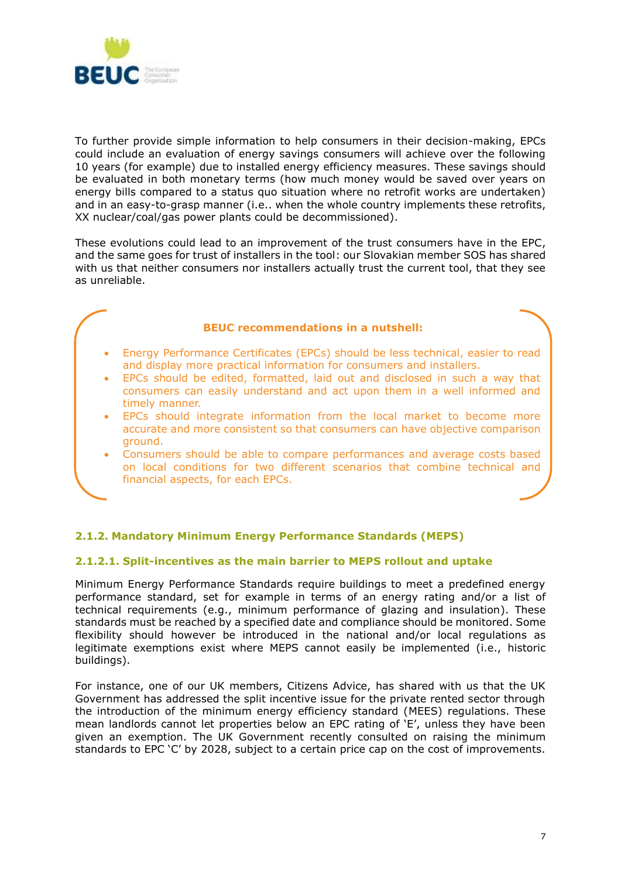To further provide simple information to help consumers in their decision-making, EPCs could include an evaluation of energy savings consumers will achieve over the following 10 years (for example) due to installed energy efficiency measures. These savings should be evaluated in both monetary terms (how much money would be saved over years on energy bills compared to a status quo situation where no retrofit works are undertaken) and in an easy-to-grasp manner (i.e.. when the whole country implements these retrofits, XX nuclear/coal/gas power plants could be decommissioned).

These evolutions could lead to an improvement of the trust consumers have in the EPC, and the same goes for trust of installers in the tool: our Slovakian member SOS has shared with us that neither consumers nor installers actually trust the current tool, that they see as unreliable.

**BEUC recommendations in a nutshell:**

- Energy Performance Certificates (EPCs) should be less technical, easier to read and display more practical information for consumers and installers.
- EPCs should be edited, formatted, laid out and disclosed in such a way that consumers can easily understand and act upon them in a well informed and timely manner.
- EPCs should integrate information from the local market to become more accurate and more consistent so that consumers can have objective comparison ground.
- Consumers should be able to compare performances and average costs based on local conditions for two different scenarios that combine technical and financial aspects, for each EPCs.

### 2.1.2. Mandatory Minimum Energy Performance Standards (MEPS)

#### 2.1.2.1. Split-incentives as the main barrier to MEPS rollout and uptake

Minimum Energy Performance Standards require buildings to meet a predefined energy performance standard, set for example in terms of an energy rating and/or a list of technical requirements (e.g., minimum performance of glazing and insulation). These standards must be reached by a specified date and compliance should be monitored. Some flexibility should however be introduced in the national and/or local regulations as legitimate exemptions exist where MEPS cannot easily be implemented (i.e., historic buildings).

For instance, one of our UK members, Citizens Advice, has shared with us that the UK Government has addressed the split incentive issue for the private rented sector through the introduction of the minimum energy efficiency standard (MEES) regulations. These mean landlords cannot let properties below an EPC rating of 'E', unless they have been given an exemption. The UK Government recently consulted on raising the minimum standards to EPC 'C' by 2028, subject to a certain price cap on the cost of improvements.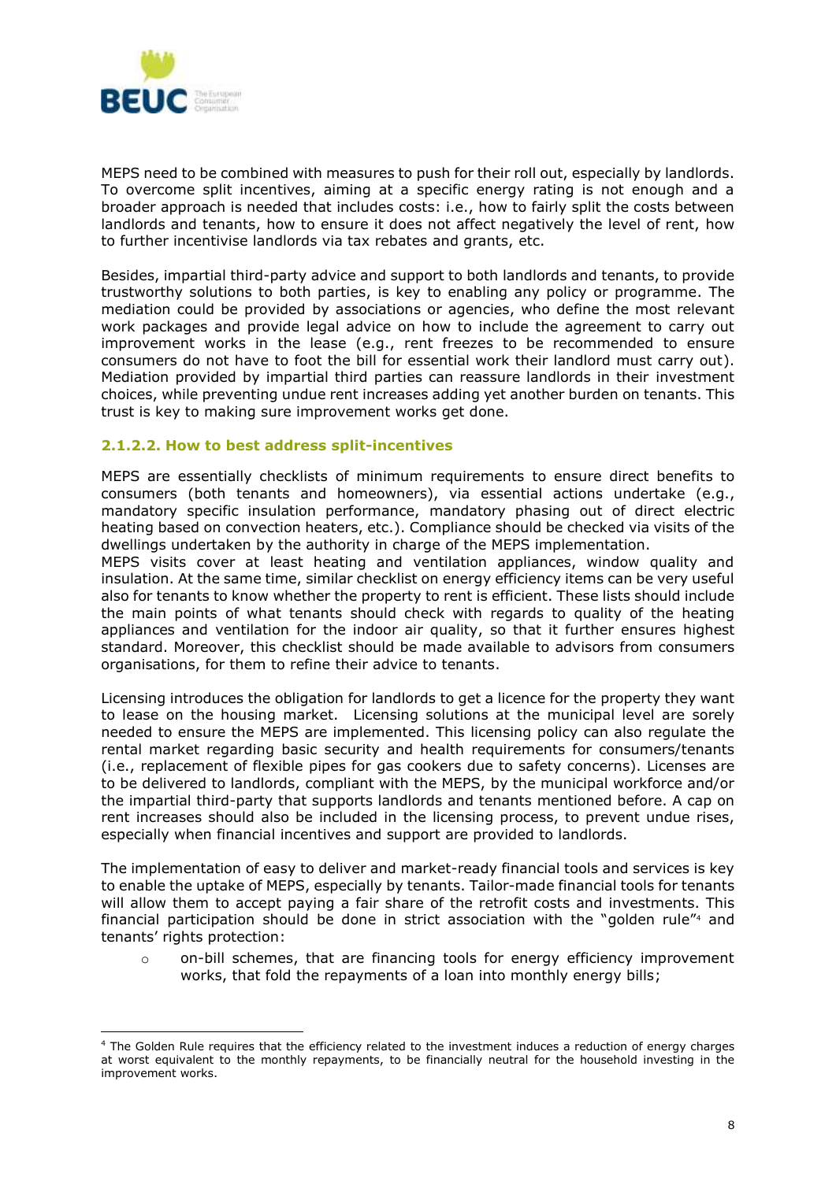MEPS need to be combined with measures to push for their roll out, especially by landlords. To overcome split incentives, aiming at a specific energy rating is not enough and a broader approach is needed that includes costs: i.e., how to fairly split the costs between landlords and tenants, how to ensure it does not affect negatively the level of rent, how to further incentivise landlords via tax rebates and grants, etc.

Besides, impartial third-party advice and support to both landlords and tenants, to provide trustworthy solutions to both parties, is key to enabling any policy or programme. The mediation could be provided by associations or agencies, who define the most relevant work packages and provide legal advice on how to include the agreement to carry out improvement works in the lease (e.g., rent freezes to be recommended to ensure consumers do not have to foot the bill for essential work their landlord must carry out). Mediation provided by impartial third parties can reassure landlords in their investment choices, while preventing undue rent increases adding yet another burden on tenants. This trust is key to making sure improvement works get done.

#### 2.1.2.2. How to best address split-incentives

MEPS are essentially checklists of minimum requirements to ensure direct benefits to consumers (both tenants and homeowners), via essential actions undertake (e.g., mandatory specific insulation performance, mandatory phasing out of direct electric heating based on convection heaters, etc.). Compliance should be checked via visits of the dwellings undertaken by the authority in charge of the MEPS implementation.

MEPS visits cover at least heating and ventilation appliances, window quality and insulation. At the same time, similar checklist on energy efficiency items can be very useful also for tenants to know whether the property to rent is efficient. These lists should include the main points of what tenants should check with regards to quality of the heating appliances and ventilation for the indoor air quality, so that it further ensures highest standard. Moreover, this checklist should be made available to advisors from consumers organisations, for them to refine their advice to tenants.

Licensing introduces the obligation for landlords to get a licence for the property they want to lease on the housing market. Licensing solutions at the municipal level are sorely needed to ensure the MEPS are implemented. This licensing policy can also regulate the rental market regarding basic security and health requirements for consumers/tenants (i.e., replacement of flexible pipes for gas cookers due to safety concerns). Licenses are to be delivered to landlords, compliant with the MEPS, by the municipal workforce and/or the impartial third-party that supports landlords and tenants mentioned before. A cap on rent increases should also be included in the licensing process, to prevent undue rises, especially when financial incentives and support are provided to landlords.

The implementation of easy to deliver and market-ready financial tools and services is key to enable the uptake of MEPS, especially by tenants. Tailor-made financial tools for tenants will allow them to accept paying a fair share of the retrofit costs and investments. This financial participation should be done in strict association with the "golden rule"[4] and tenants' rights protection:

- on-bill schemes, that are financing tools for energy efficiency improvement works, that fold the repayments of a loan into monthly energy bills;

[4] The Golden Rule requires that the efficiency related to the investment induces a reduction of energy charges at worst equivalent to the monthly repayments, to be financially neutral for the household investing in the improvement works.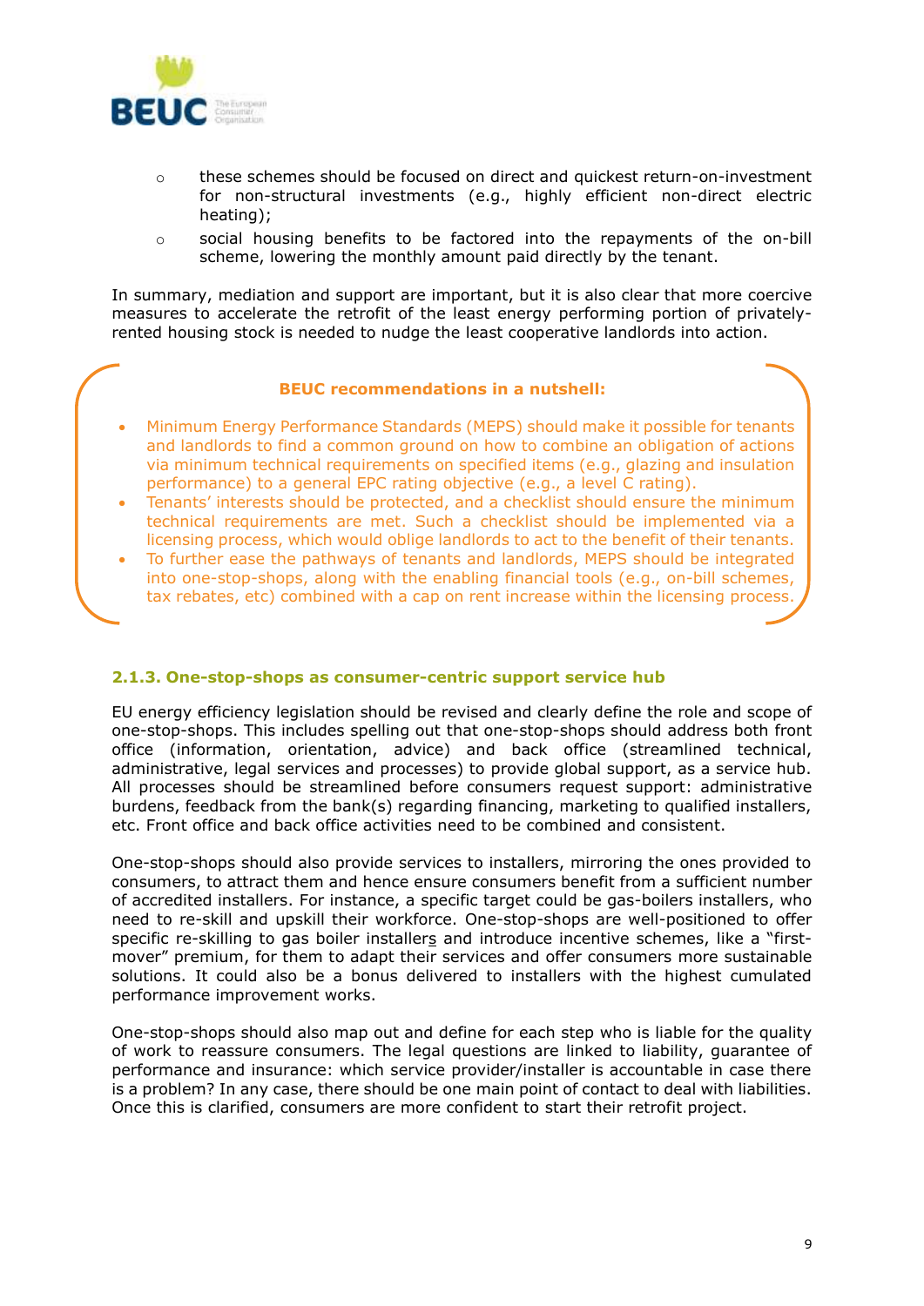- these schemes should be focused on direct and quickest return-on-investment for non-structural investments (e.g., highly efficient non-direct electric heating);
- social housing benefits to be factored into the repayments of the on-bill scheme, lowering the monthly amount paid directly by the tenant.

In summary, mediation and support are important, but it is also clear that more coercive measures to accelerate the retrofit of the least energy performing portion of privately-rented housing stock is needed to nudge the least cooperative landlords into action.

**BEUC recommendations in a nutshell:**

- Minimum Energy Performance Standards (MEPS) should make it possible for tenants and landlords to find a common ground on how to combine an obligation of actions via minimum technical requirements on specified items (e.g., glazing and insulation performance) to a general EPC rating objective (e.g., a level C rating).
- Tenants' interests should be protected, and a checklist should ensure the minimum technical requirements are met. Such a checklist should be implemented via a licensing process, which would oblige landlords to act to the benefit of their tenants.
- To further ease the pathways of tenants and landlords, MEPS should be integrated into one-stop-shops, along with the enabling financial tools (e.g., on-bill schemes, tax rebates, etc) combined with a cap on rent increase within the licensing process.

### 2.1.3. One-stop-shops as consumer-centric support service hub

EU energy efficiency legislation should be revised and clearly define the role and scope of one-stop-shops. This includes spelling out that one-stop-shops should address both front office (information, orientation, advice) and back office (streamlined technical, administrative, legal services and processes) to provide global support, as a service hub. All processes should be streamlined before consumers request support: administrative burdens, feedback from the bank(s) regarding financing, marketing to qualified installers, etc. Front office and back office activities need to be combined and consistent.

One-stop-shops should also provide services to installers, mirroring the ones provided to consumers, to attract them and hence ensure consumers benefit from a sufficient number of accredited installers. For instance, a specific target could be gas-boilers installers, who need to re-skill and upskill their workforce. One-stop-shops are well-positioned to offer specific re-skilling to gas boiler installers and introduce incentive schemes, like a "first-mover" premium, for them to adapt their services and offer consumers more sustainable solutions. It could also be a bonus delivered to installers with the highest cumulated performance improvement works.

One-stop-shops should also map out and define for each step who is liable for the quality of work to reassure consumers. The legal questions are linked to liability, guarantee of performance and insurance: which service provider/installer is accountable in case there is a problem? In any case, there should be one main point of contact to deal with liabilities. Once this is clarified, consumers are more confident to start their retrofit project.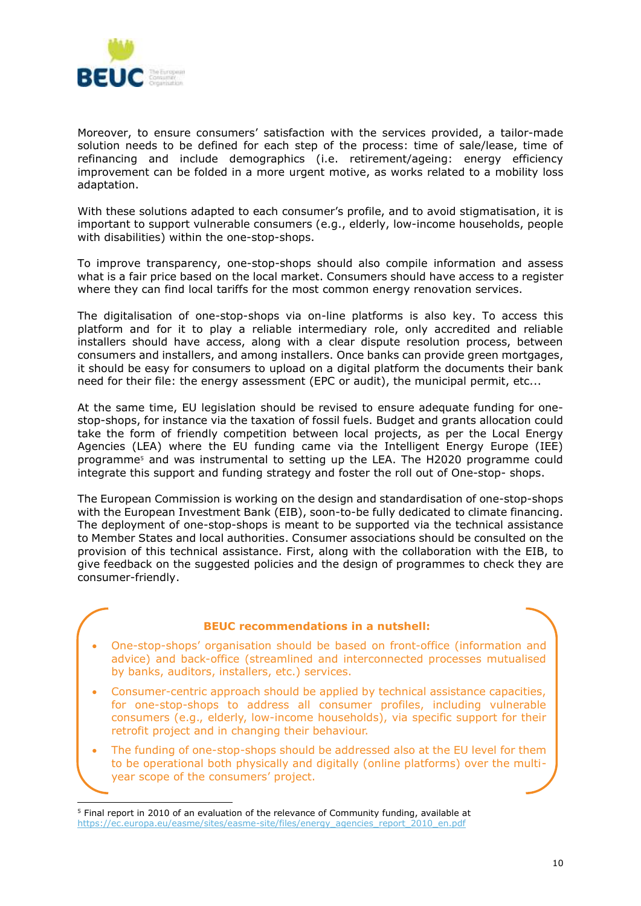Moreover, to ensure consumers' satisfaction with the services provided, a tailor-made solution needs to be defined for each step of the process: time of sale/lease, time of refinancing and include demographics (i.e. retirement/ageing: energy efficiency improvement can be folded in a more urgent motive, as works related to a mobility loss adaptation.

With these solutions adapted to each consumer's profile, and to avoid stigmatisation, it is important to support vulnerable consumers (e.g., elderly, low-income households, people with disabilities) within the one-stop-shops.

To improve transparency, one-stop-shops should also compile information and assess what is a fair price based on the local market. Consumers should have access to a register where they can find local tariffs for the most common energy renovation services.

The digitalisation of one-stop-shops via on-line platforms is also key. To access this platform and for it to play a reliable intermediary role, only accredited and reliable installers should have access, along with a clear dispute resolution process, between consumers and installers, and among installers. Once banks can provide green mortgages, it should be easy for consumers to upload on a digital platform the documents their bank need for their file: the energy assessment (EPC or audit), the municipal permit, etc...

At the same time, EU legislation should be revised to ensure adequate funding for one-stop-shops, for instance via the taxation of fossil fuels. Budget and grants allocation could take the form of friendly competition between local projects, as per the Local Energy Agencies (LEA) where the EU funding came via the Intelligent Energy Europe (IEE) programme[5] and was instrumental to setting up the LEA. The H2020 programme could integrate this support and funding strategy and foster the roll out of One-stop- shops.

The European Commission is working on the design and standardisation of one-stop-shops with the European Investment Bank (EIB), soon-to-be fully dedicated to climate financing. The deployment of one-stop-shops is meant to be supported via the technical assistance to Member States and local authorities. Consumer associations should be consulted on the provision of this technical assistance. First, along with the collaboration with the EIB, to give feedback on the suggested policies and the design of programmes to check they are consumer-friendly.

**BEUC recommendations in a nutshell:**

- One-stop-shops' organisation should be based on front-office (information and advice) and back-office (streamlined and interconnected processes mutualised by banks, auditors, installers, etc.) services.
- Consumer-centric approach should be applied by technical assistance capacities, for one-stop-shops to address all consumer profiles, including vulnerable consumers (e.g., elderly, low-income households), via specific support for their retrofit project and in changing their behaviour.
- The funding of one-stop-shops should be addressed also at the EU level for them to be operational both physically and digitally (online platforms) over the multi-year scope of the consumers' project.

---

[5] Final report in 2010 of an evaluation of the relevance of Community funding, available at https://ec.europa.eu/easme/sites/easme-site/files/energy_agencies_report_2010_en.pdf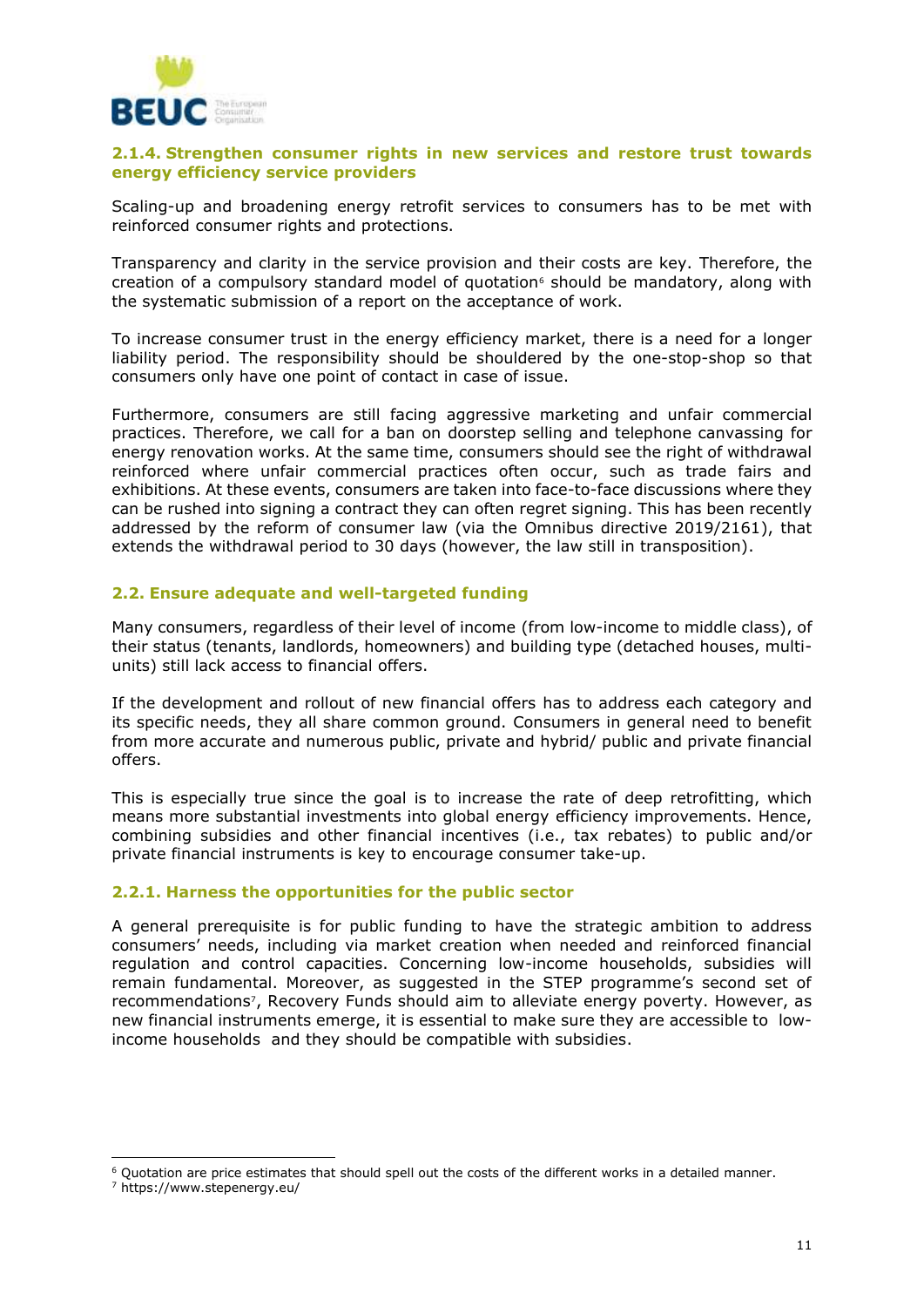### 2.1.4. Strengthen consumer rights in new services and restore trust towards energy efficiency service providers

Scaling-up and broadening energy retrofit services to consumers has to be met with reinforced consumer rights and protections.

Transparency and clarity in the service provision and their costs are key. Therefore, the creation of a compulsory standard model of quotation[6] should be mandatory, along with the systematic submission of a report on the acceptance of work.

To increase consumer trust in the energy efficiency market, there is a need for a longer liability period. The responsibility should be shouldered by the one-stop-shop so that consumers only have one point of contact in case of issue.

Furthermore, consumers are still facing aggressive marketing and unfair commercial practices. Therefore, we call for a ban on doorstep selling and telephone canvassing for energy renovation works. At the same time, consumers should see the right of withdrawal reinforced where unfair commercial practices often occur, such as trade fairs and exhibitions. At these events, consumers are taken into face-to-face discussions where they can be rushed into signing a contract they can often regret signing. This has been recently addressed by the reform of consumer law (via the Omnibus directive 2019/2161), that extends the withdrawal period to 30 days (however, the law still in transposition).

## 2.2. Ensure adequate and well-targeted funding

Many consumers, regardless of their level of income (from low-income to middle class), of their status (tenants, landlords, homeowners) and building type (detached houses, multi-units) still lack access to financial offers.

If the development and rollout of new financial offers has to address each category and its specific needs, they all share common ground. Consumers in general need to benefit from more accurate and numerous public, private and hybrid/ public and private financial offers.

This is especially true since the goal is to increase the rate of deep retrofitting, which means more substantial investments into global energy efficiency improvements. Hence, combining subsidies and other financial incentives (i.e., tax rebates) to public and/or private financial instruments is key to encourage consumer take-up.

### 2.2.1. Harness the opportunities for the public sector

A general prerequisite is for public funding to have the strategic ambition to address consumers' needs, including via market creation when needed and reinforced financial regulation and control capacities. Concerning low-income households, subsidies will remain fundamental. Moreover, as suggested in the STEP programme's second set of recommendations[7], Recovery Funds should aim to alleviate energy poverty. However, as new financial instruments emerge, it is essential to make sure they are accessible to low-income households and they should be compatible with subsidies.

---

[6] Quotation are price estimates that should spell out the costs of the different works in a detailed manner.

[7] https://www.stepenergy.eu/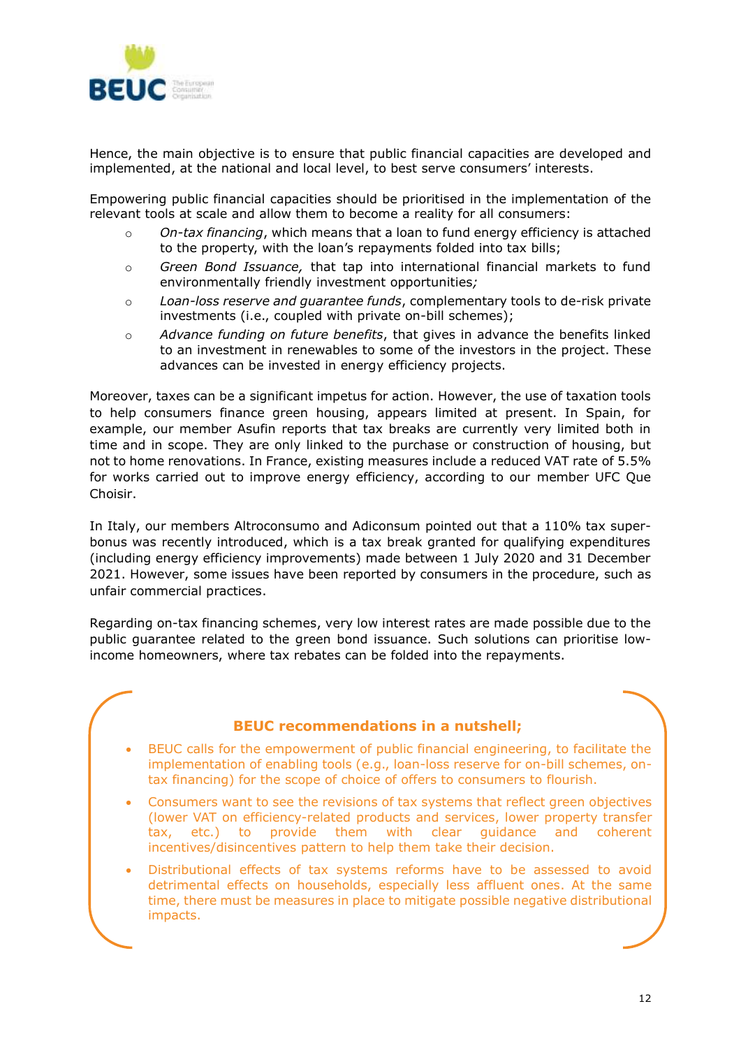Hence, the main objective is to ensure that public financial capacities are developed and implemented, at the national and local level, to best serve consumers' interests.

Empowering public financial capacities should be prioritised in the implementation of the relevant tools at scale and allow them to become a reality for all consumers:

- *On-tax financing*, which means that a loan to fund energy efficiency is attached to the property, with the loan's repayments folded into tax bills;
- *Green Bond Issuance,* that tap into international financial markets to fund environmentally friendly investment opportunities*;*
- *Loan-loss reserve and guarantee funds*, complementary tools to de-risk private investments (i.e., coupled with private on-bill schemes);
- *Advance funding on future benefits*, that gives in advance the benefits linked to an investment in renewables to some of the investors in the project. These advances can be invested in energy efficiency projects.

Moreover, taxes can be a significant impetus for action. However, the use of taxation tools to help consumers finance green housing, appears limited at present. In Spain, for example, our member Asufin reports that tax breaks are currently very limited both in time and in scope. They are only linked to the purchase or construction of housing, but not to home renovations. In France, existing measures include a reduced VAT rate of 5.5% for works carried out to improve energy efficiency, according to our member UFC Que Choisir.

In Italy, our members Altroconsumo and Adiconsum pointed out that a 110% tax super-bonus was recently introduced, which is a tax break granted for qualifying expenditures (including energy efficiency improvements) made between 1 July 2020 and 31 December 2021. However, some issues have been reported by consumers in the procedure, such as unfair commercial practices.

Regarding on-tax financing schemes, very low interest rates are made possible due to the public guarantee related to the green bond issuance. Such solutions can prioritise low-income homeowners, where tax rebates can be folded into the repayments.

**BEUC recommendations in a nutshell;**

- BEUC calls for the empowerment of public financial engineering, to facilitate the implementation of enabling tools (e.g., loan-loss reserve for on-bill schemes, on-tax financing) for the scope of choice of offers to consumers to flourish.
- Consumers want to see the revisions of tax systems that reflect green objectives (lower VAT on efficiency-related products and services, lower property transfer tax, etc.) to provide them with clear guidance and coherent incentives/disincentives pattern to help them take their decision.
- Distributional effects of tax systems reforms have to be assessed to avoid detrimental effects on households, especially less affluent ones. At the same time, there must be measures in place to mitigate possible negative distributional impacts.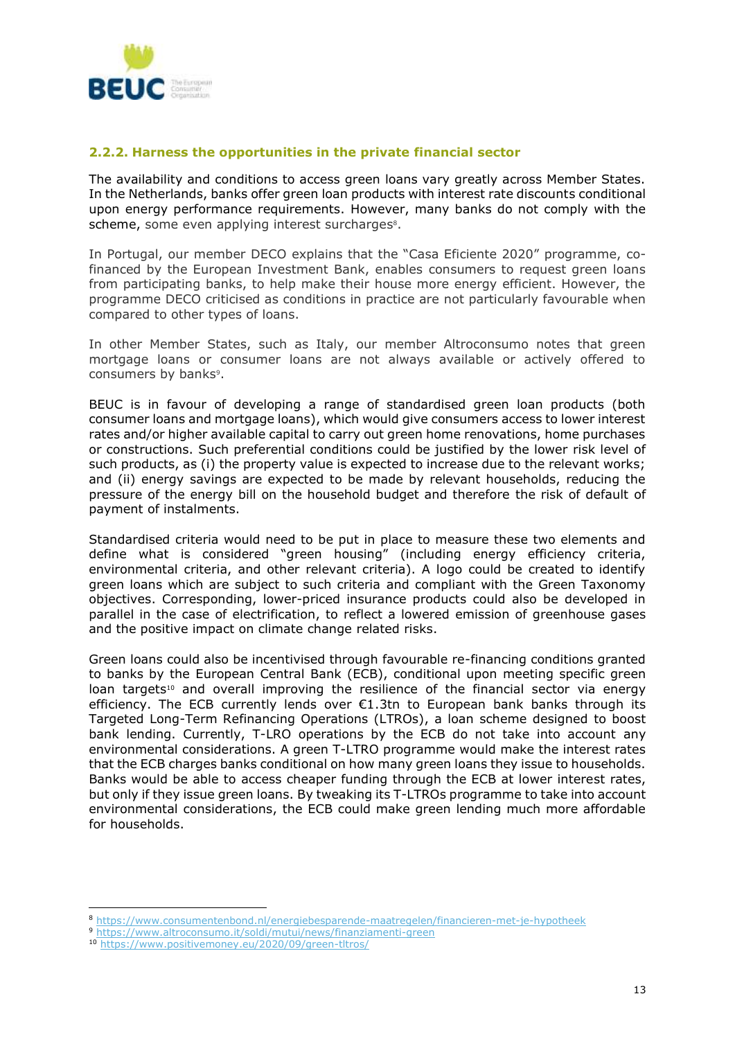### 2.2.2. Harness the opportunities in the private financial sector

The availability and conditions to access green loans vary greatly across Member States. In the Netherlands, banks offer green loan products with interest rate discounts conditional upon energy performance requirements. However, many banks do not comply with the scheme, some even applying interest surcharges[8].

In Portugal, our member DECO explains that the "Casa Eficiente 2020" programme, co-financed by the European Investment Bank, enables consumers to request green loans from participating banks, to help make their house more energy efficient. However, the programme DECO criticised as conditions in practice are not particularly favourable when compared to other types of loans.

In other Member States, such as Italy, our member Altroconsumo notes that green mortgage loans or consumer loans are not always available or actively offered to consumers by banks[9].

BEUC is in favour of developing a range of standardised green loan products (both consumer loans and mortgage loans), which would give consumers access to lower interest rates and/or higher available capital to carry out green home renovations, home purchases or constructions. Such preferential conditions could be justified by the lower risk level of such products, as (i) the property value is expected to increase due to the relevant works; and (ii) energy savings are expected to be made by relevant households, reducing the pressure of the energy bill on the household budget and therefore the risk of default of payment of instalments.

Standardised criteria would need to be put in place to measure these two elements and define what is considered "green housing" (including energy efficiency criteria, environmental criteria, and other relevant criteria). A logo could be created to identify green loans which are subject to such criteria and compliant with the Green Taxonomy objectives. Corresponding, lower-priced insurance products could also be developed in parallel in the case of electrification, to reflect a lowered emission of greenhouse gases and the positive impact on climate change related risks.

Green loans could also be incentivised through favourable re-financing conditions granted to banks by the European Central Bank (ECB), conditional upon meeting specific green loan targets[10] and overall improving the resilience of the financial sector via energy efficiency. The ECB currently lends over €1.3tn to European bank banks through its Targeted Long-Term Refinancing Operations (LTROs), a loan scheme designed to boost bank lending. Currently, T-LRO operations by the ECB do not take into account any environmental considerations. A green T-LTRO programme would make the interest rates that the ECB charges banks conditional on how many green loans they issue to households. Banks would be able to access cheaper funding through the ECB at lower interest rates, but only if they issue green loans. By tweaking its T-LTROs programme to take into account environmental considerations, the ECB could make green lending much more affordable for households.

---

[8] https://www.consumentenbond.nl/energiebesparende-maatregelen/financieren-met-je-hypotheek

[9] https://www.altroconsumo.it/soldi/mutui/news/finanziamenti-green

[10] https://www.positivemoney.eu/2020/09/green-tltros/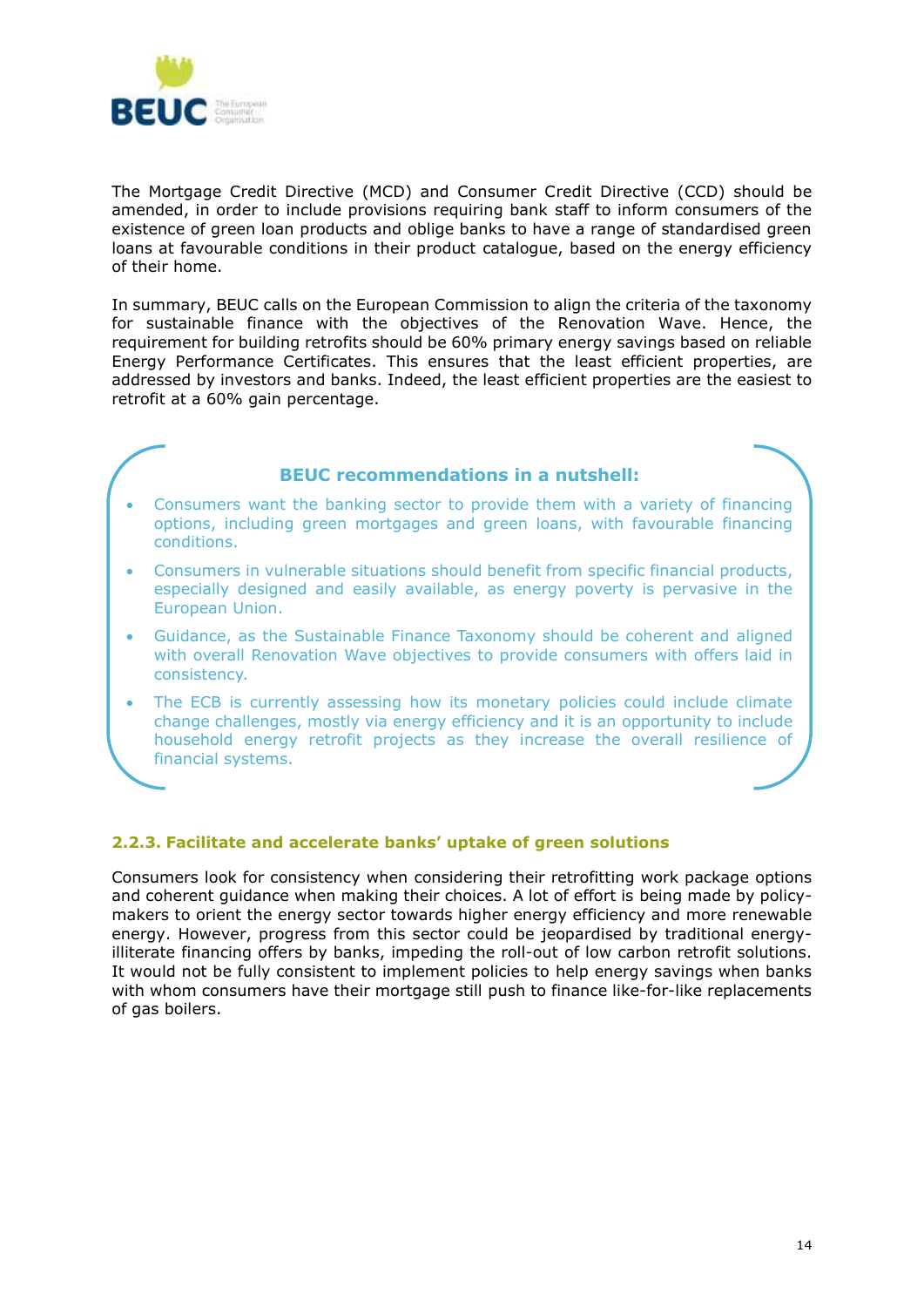The Mortgage Credit Directive (MCD) and Consumer Credit Directive (CCD) should be amended, in order to include provisions requiring bank staff to inform consumers of the existence of green loan products and oblige banks to have a range of standardised green loans at favourable conditions in their product catalogue, based on the energy efficiency of their home.

In summary, BEUC calls on the European Commission to align the criteria of the taxonomy for sustainable finance with the objectives of the Renovation Wave. Hence, the requirement for building retrofits should be 60% primary energy savings based on reliable Energy Performance Certificates. This ensures that the least efficient properties, are addressed by investors and banks. Indeed, the least efficient properties are the easiest to retrofit at a 60% gain percentage.

**BEUC recommendations in a nutshell:**

- Consumers want the banking sector to provide them with a variety of financing options, including green mortgages and green loans, with favourable financing conditions.
- Consumers in vulnerable situations should benefit from specific financial products, especially designed and easily available, as energy poverty is pervasive in the European Union.
- Guidance, as the Sustainable Finance Taxonomy should be coherent and aligned with overall Renovation Wave objectives to provide consumers with offers laid in consistency.
- The ECB is currently assessing how its monetary policies could include climate change challenges, mostly via energy efficiency and it is an opportunity to include household energy retrofit projects as they increase the overall resilience of financial systems.

### 2.2.3. Facilitate and accelerate banks' uptake of green solutions

Consumers look for consistency when considering their retrofitting work package options and coherent guidance when making their choices. A lot of effort is being made by policy-makers to orient the energy sector towards higher energy efficiency and more renewable energy. However, progress from this sector could be jeopardised by traditional energy-illiterate financing offers by banks, impeding the roll-out of low carbon retrofit solutions. It would not be fully consistent to implement policies to help energy savings when banks with whom consumers have their mortgage still push to finance like-for-like replacements of gas boilers.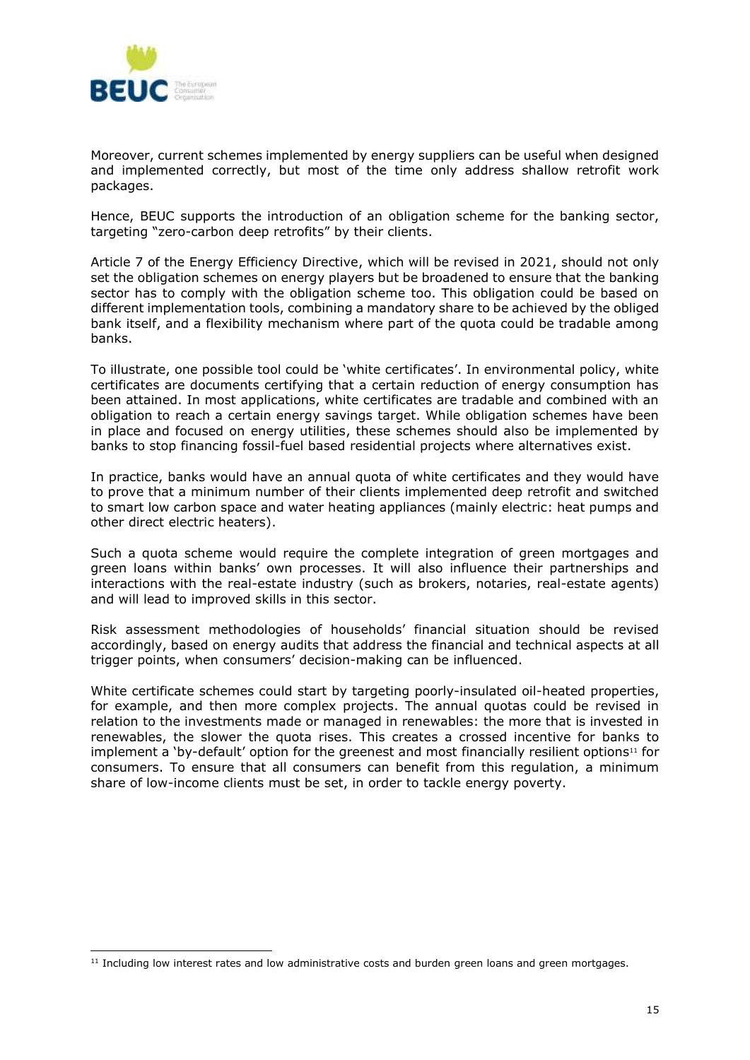Moreover, current schemes implemented by energy suppliers can be useful when designed and implemented correctly, but most of the time only address shallow retrofit work packages.

Hence, BEUC supports the introduction of an obligation scheme for the banking sector, targeting "zero-carbon deep retrofits" by their clients.

Article 7 of the Energy Efficiency Directive, which will be revised in 2021, should not only set the obligation schemes on energy players but be broadened to ensure that the banking sector has to comply with the obligation scheme too. This obligation could be based on different implementation tools, combining a mandatory share to be achieved by the obliged bank itself, and a flexibility mechanism where part of the quota could be tradable among banks.

To illustrate, one possible tool could be 'white certificates'. In environmental policy, white certificates are documents certifying that a certain reduction of energy consumption has been attained. In most applications, white certificates are tradable and combined with an obligation to reach a certain energy savings target. While obligation schemes have been in place and focused on energy utilities, these schemes should also be implemented by banks to stop financing fossil-fuel based residential projects where alternatives exist.

In practice, banks would have an annual quota of white certificates and they would have to prove that a minimum number of their clients implemented deep retrofit and switched to smart low carbon space and water heating appliances (mainly electric: heat pumps and other direct electric heaters).

Such a quota scheme would require the complete integration of green mortgages and green loans within banks' own processes. It will also influence their partnerships and interactions with the real-estate industry (such as brokers, notaries, real-estate agents) and will lead to improved skills in this sector.

Risk assessment methodologies of households' financial situation should be revised accordingly, based on energy audits that address the financial and technical aspects at all trigger points, when consumers' decision-making can be influenced.

White certificate schemes could start by targeting poorly-insulated oil-heated properties, for example, and then more complex projects. The annual quotas could be revised in relation to the investments made or managed in renewables: the more that is invested in renewables, the slower the quota rises. This creates a crossed incentive for banks to implement a 'by-default' option for the greenest and most financially resilient options[11] for consumers. To ensure that all consumers can benefit from this regulation, a minimum share of low-income clients must be set, in order to tackle energy poverty.

---

[11] Including low interest rates and low administrative costs and burden green loans and green mortgages.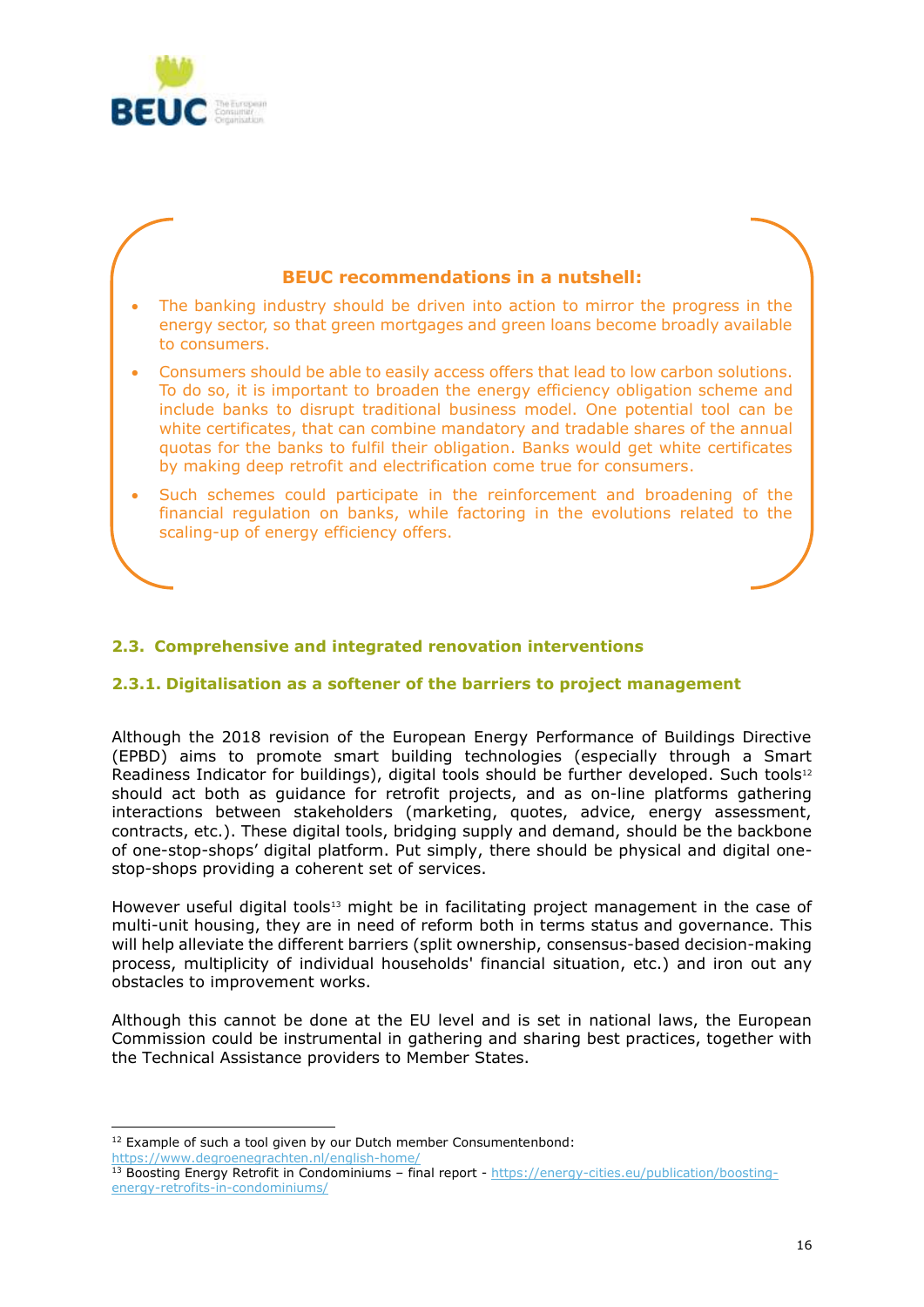**BEUC recommendations in a nutshell:**

- The banking industry should be driven into action to mirror the progress in the energy sector, so that green mortgages and green loans become broadly available to consumers.
- Consumers should be able to easily access offers that lead to low carbon solutions. To do so, it is important to broaden the energy efficiency obligation scheme and include banks to disrupt traditional business model. One potential tool can be white certificates, that can combine mandatory and tradable shares of the annual quotas for the banks to fulfil their obligation. Banks would get white certificates by making deep retrofit and electrification come true for consumers.
- Such schemes could participate in the reinforcement and broadening of the financial regulation on banks, while factoring in the evolutions related to the scaling-up of energy efficiency offers.

## 2.3. Comprehensive and integrated renovation interventions

### 2.3.1. Digitalisation as a softener of the barriers to project management

Although the 2018 revision of the European Energy Performance of Buildings Directive (EPBD) aims to promote smart building technologies (especially through a Smart Readiness Indicator for buildings), digital tools should be further developed. Such tools[12] should act both as guidance for retrofit projects, and as on-line platforms gathering interactions between stakeholders (marketing, quotes, advice, energy assessment, contracts, etc.). These digital tools, bridging supply and demand, should be the backbone of one-stop-shops' digital platform. Put simply, there should be physical and digital one-stop-shops providing a coherent set of services.

However useful digital tools[13] might be in facilitating project management in the case of multi-unit housing, they are in need of reform both in terms status and governance. This will help alleviate the different barriers (split ownership, consensus-based decision-making process, multiplicity of individual households' financial situation, etc.) and iron out any obstacles to improvement works.

Although this cannot be done at the EU level and is set in national laws, the European Commission could be instrumental in gathering and sharing best practices, together with the Technical Assistance providers to Member States.

---

[12] Example of such a tool given by our Dutch member Consumentenbond: https://www.degroenegrachten.nl/english-home/

[13] Boosting Energy Retrofit in Condominiums – final report - https://energy-cities.eu/publication/boosting-energy-retrofits-in-condominiums/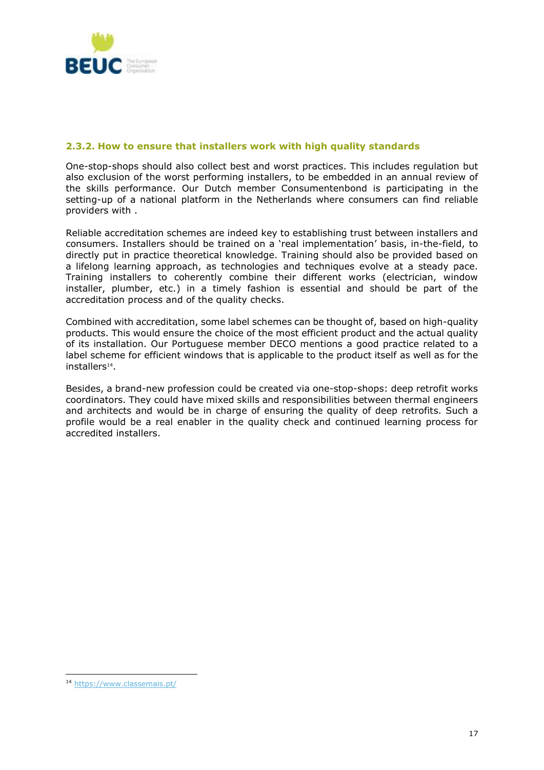### 2.3.2. How to ensure that installers work with high quality standards

One-stop-shops should also collect best and worst practices. This includes regulation but also exclusion of the worst performing installers, to be embedded in an annual review of the skills performance. Our Dutch member Consumentenbond is participating in the setting-up of a national platform in the Netherlands where consumers can find reliable providers with .

Reliable accreditation schemes are indeed key to establishing trust between installers and consumers. Installers should be trained on a 'real implementation' basis, in-the-field, to directly put in practice theoretical knowledge. Training should also be provided based on a lifelong learning approach, as technologies and techniques evolve at a steady pace. Training installers to coherently combine their different works (electrician, window installer, plumber, etc.) in a timely fashion is essential and should be part of the accreditation process and of the quality checks.

Combined with accreditation, some label schemes can be thought of, based on high-quality products. This would ensure the choice of the most efficient product and the actual quality of its installation. Our Portuguese member DECO mentions a good practice related to a label scheme for efficient windows that is applicable to the product itself as well as for the installers[14].

Besides, a brand-new profession could be created via one-stop-shops: deep retrofit works coordinators. They could have mixed skills and responsibilities between thermal engineers and architects and would be in charge of ensuring the quality of deep retrofits. Such a profile would be a real enabler in the quality check and continued learning process for accredited installers.

---

[14] https://www.classemais.pt/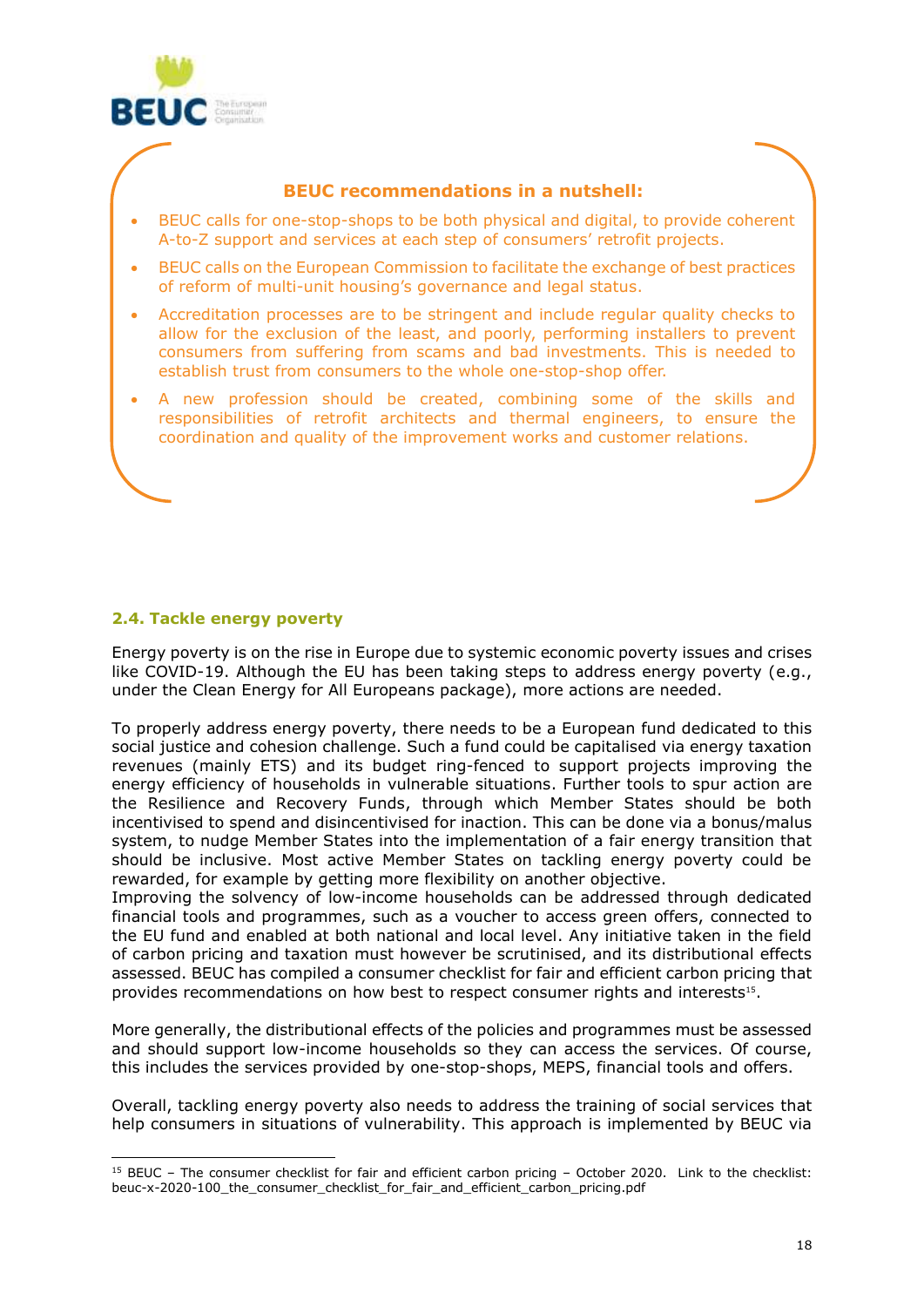**BEUC recommendations in a nutshell:**

- BEUC calls for one-stop-shops to be both physical and digital, to provide coherent A-to-Z support and services at each step of consumers' retrofit projects.
- BEUC calls on the European Commission to facilitate the exchange of best practices of reform of multi-unit housing's governance and legal status.
- Accreditation processes are to be stringent and include regular quality checks to allow for the exclusion of the least, and poorly, performing installers to prevent consumers from suffering from scams and bad investments. This is needed to establish trust from consumers to the whole one-stop-shop offer.
- A new profession should be created, combining some of the skills and responsibilities of retrofit architects and thermal engineers, to ensure the coordination and quality of the improvement works and customer relations.

### 2.4. Tackle energy poverty

Energy poverty is on the rise in Europe due to systemic economic poverty issues and crises like COVID-19. Although the EU has been taking steps to address energy poverty (e.g., under the Clean Energy for All Europeans package), more actions are needed.

To properly address energy poverty, there needs to be a European fund dedicated to this social justice and cohesion challenge. Such a fund could be capitalised via energy taxation revenues (mainly ETS) and its budget ring-fenced to support projects improving the energy efficiency of households in vulnerable situations. Further tools to spur action are the Resilience and Recovery Funds, through which Member States should be both incentivised to spend and disincentivised for inaction. This can be done via a bonus/malus system, to nudge Member States into the implementation of a fair energy transition that should be inclusive. Most active Member States on tackling energy poverty could be rewarded, for example by getting more flexibility on another objective.
Improving the solvency of low-income households can be addressed through dedicated financial tools and programmes, such as a voucher to access green offers, connected to the EU fund and enabled at both national and local level. Any initiative taken in the field of carbon pricing and taxation must however be scrutinised, and its distributional effects assessed. BEUC has compiled a consumer checklist for fair and efficient carbon pricing that provides recommendations on how best to respect consumer rights and interests[15].

More generally, the distributional effects of the policies and programmes must be assessed and should support low-income households so they can access the services. Of course, this includes the services provided by one-stop-shops, MEPS, financial tools and offers.

Overall, tackling energy poverty also needs to address the training of social services that help consumers in situations of vulnerability. This approach is implemented by BEUC via

[15] BEUC – The consumer checklist for fair and efficient carbon pricing – October 2020. Link to the checklist: beuc-x-2020-100_the_consumer_checklist_for_fair_and_efficient_carbon_pricing.pdf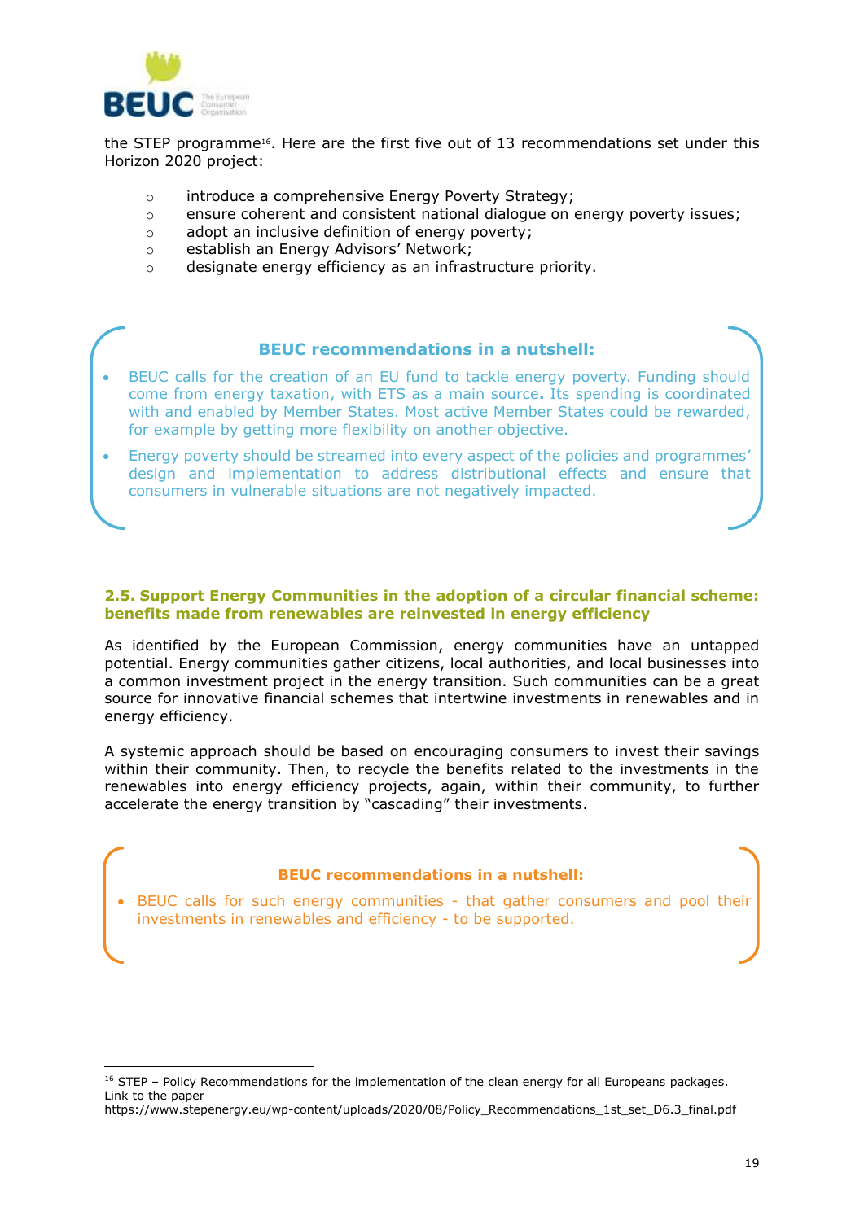the STEP programme[16]. Here are the first five out of 13 recommendations set under this Horizon 2020 project:

- introduce a comprehensive Energy Poverty Strategy;
- ensure coherent and consistent national dialogue on energy poverty issues;
- adopt an inclusive definition of energy poverty;
- establish an Energy Advisors' Network;
- designate energy efficiency as an infrastructure priority.

**BEUC recommendations in a nutshell:**

- BEUC calls for the creation of an EU fund to tackle energy poverty. Funding should come from energy taxation, with ETS as a main source**.** Its spending is coordinated with and enabled by Member States. Most active Member States could be rewarded, for example by getting more flexibility on another objective.
- Energy poverty should be streamed into every aspect of the policies and programmes' design and implementation to address distributional effects and ensure that consumers in vulnerable situations are not negatively impacted.

### 2.5. Support Energy Communities in the adoption of a circular financial scheme: benefits made from renewables are reinvested in energy efficiency

As identified by the European Commission, energy communities have an untapped potential. Energy communities gather citizens, local authorities, and local businesses into a common investment project in the energy transition. Such communities can be a great source for innovative financial schemes that intertwine investments in renewables and in energy efficiency.

A systemic approach should be based on encouraging consumers to invest their savings within their community. Then, to recycle the benefits related to the investments in the renewables into energy efficiency projects, again, within their community, to further accelerate the energy transition by "cascading" their investments.

**BEUC recommendations in a nutshell:**

- BEUC calls for such energy communities - that gather consumers and pool their investments in renewables and efficiency - to be supported.

---

[16] STEP – Policy Recommendations for the implementation of the clean energy for all Europeans packages. Link to the paper https://www.stepenergy.eu/wp-content/uploads/2020/08/Policy_Recommendations_1st_set_D6.3_final.pdf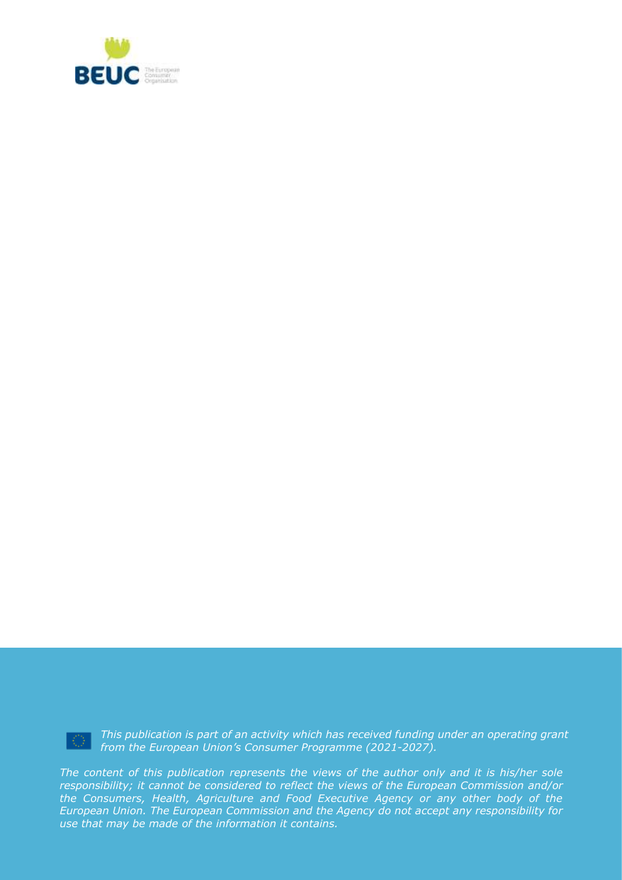BEUC The European Consumer Organisation

*This publication is part of an activity which has received funding under an operating grant from the European Union's Consumer Programme (2021-2027).*

*The content of this publication represents the views of the author only and it is his/her sole responsibility; it cannot be considered to reflect the views of the European Commission and/or the Consumers, Health, Agriculture and Food Executive Agency or any other body of the European Union. The European Commission and the Agency do not accept any responsibility for use that may be made of the information it contains.*